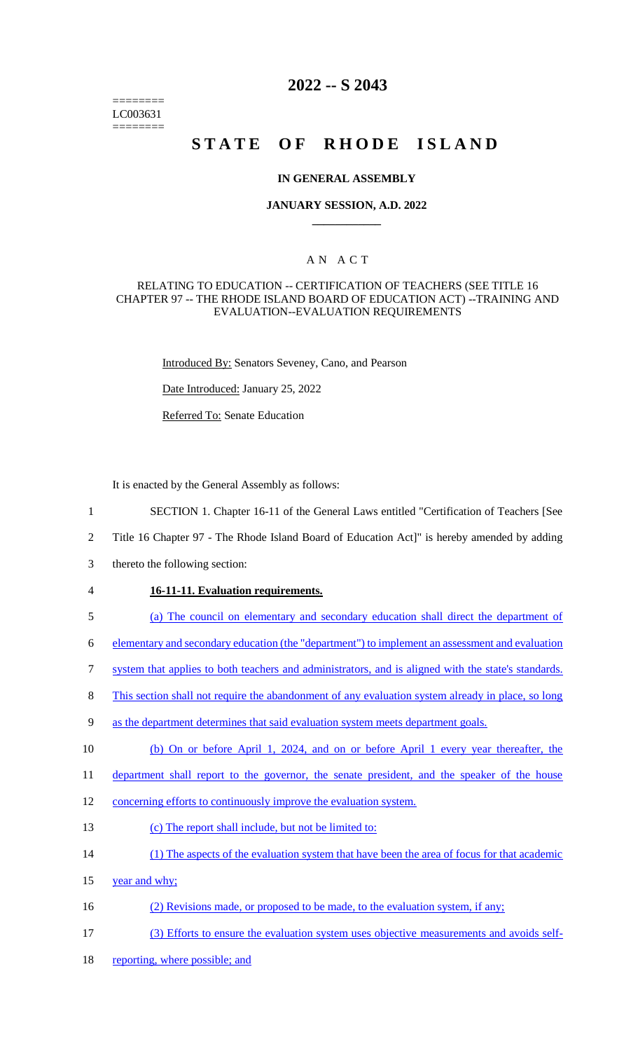========
LC003631
========

# 2022 -- S 2043

# STATE OF RHODE ISLAND

## IN GENERAL ASSEMBLY

### JANUARY SESSION, A.D. 2022

---

### A N A C T

RELATING TO EDUCATION -- CERTIFICATION OF TEACHERS (SEE TITLE 16 CHAPTER 97 -- THE RHODE ISLAND BOARD OF EDUCATION ACT) --TRAINING AND EVALUATION--EVALUATION REQUIREMENTS

Introduced By: Senators Seveney, Cano, and Pearson

Date Introduced: January 25, 2022

Referred To: Senate Education

It is enacted by the General Assembly as follows:

1 SECTION 1. Chapter 16-11 of the General Laws entitled "Certification of Teachers [See
2 Title 16 Chapter 97 - The Rhode Island Board of Education Act]" is hereby amended by adding
3 thereto the following section:

4 **16-11-11. Evaluation requirements.**

5 (a) The council on elementary and secondary education shall direct the department of
6 elementary and secondary education (the "department") to implement an assessment and evaluation
7 system that applies to both teachers and administrators, and is aligned with the state's standards.
8 This section shall not require the abandonment of any evaluation system already in place, so long
9 as the department determines that said evaluation system meets department goals.

10 (b) On or before April 1, 2024, and on or before April 1 every year thereafter, the
11 department shall report to the governor, the senate president, and the speaker of the house
12 concerning efforts to continuously improve the evaluation system.

13 (c) The report shall include, but not be limited to:

14 (1) The aspects of the evaluation system that have been the area of focus for that academic
15 year and why;

16 (2) Revisions made, or proposed to be made, to the evaluation system, if any;

17 (3) Efforts to ensure the evaluation system uses objective measurements and avoids self-
18 reporting, where possible; and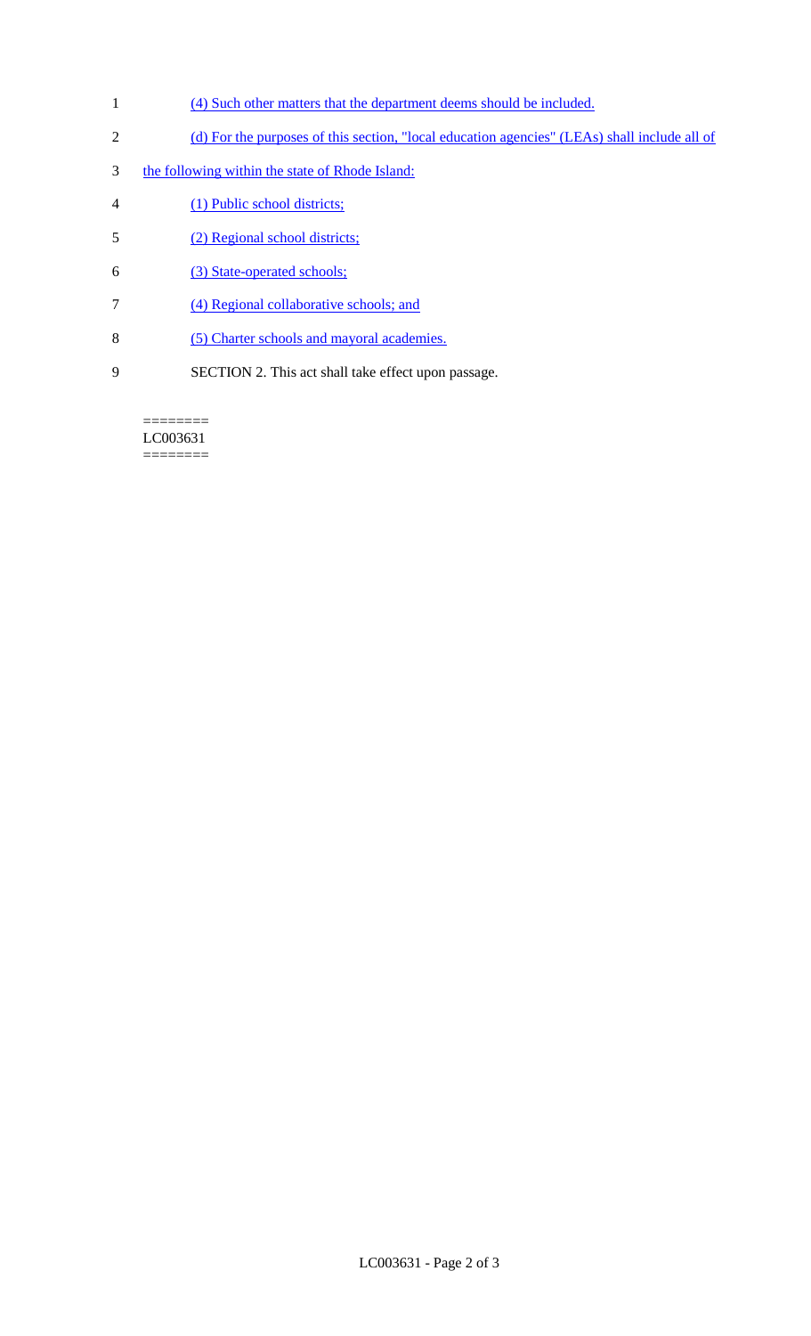(4) Such other matters that the department deems should be included.

(d) For the purposes of this section, "local education agencies" (LEAs) shall include all of the following within the state of Rhode Island:

(1) Public school districts;

(2) Regional school districts;

(3) State-operated schools;

(4) Regional collaborative schools; and

(5) Charter schools and mayoral academies.

SECTION 2. This act shall take effect upon passage.

========
LC003631
========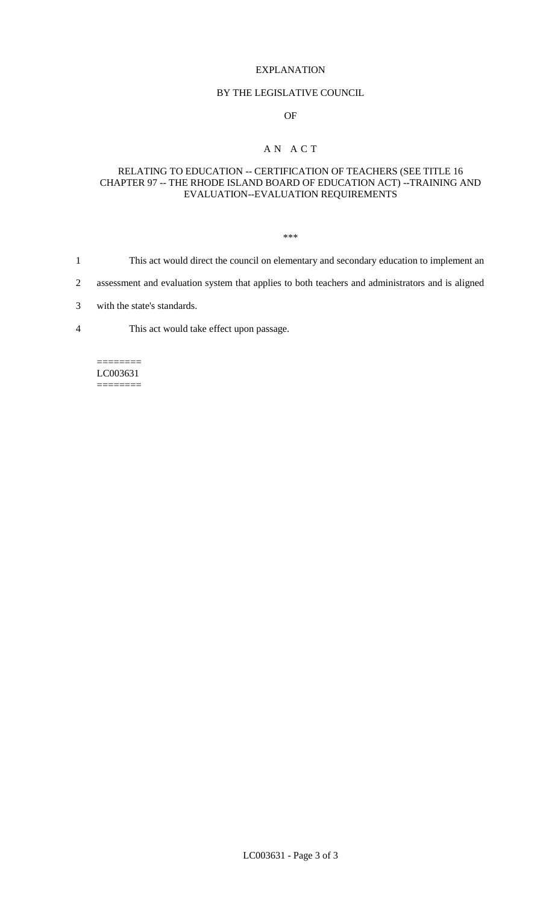EXPLANATION

BY THE LEGISLATIVE COUNCIL

OF

A N A C T

RELATING TO EDUCATION -- CERTIFICATION OF TEACHERS (SEE TITLE 16 CHAPTER 97 -- THE RHODE ISLAND BOARD OF EDUCATION ACT) --TRAINING AND EVALUATION--EVALUATION REQUIREMENTS

\*\*\*

1 This act would direct the council on elementary and secondary education to implement an
2 assessment and evaluation system that applies to both teachers and administrators and is aligned
3 with the state's standards.
4 This act would take effect upon passage.

========
LC003631
========